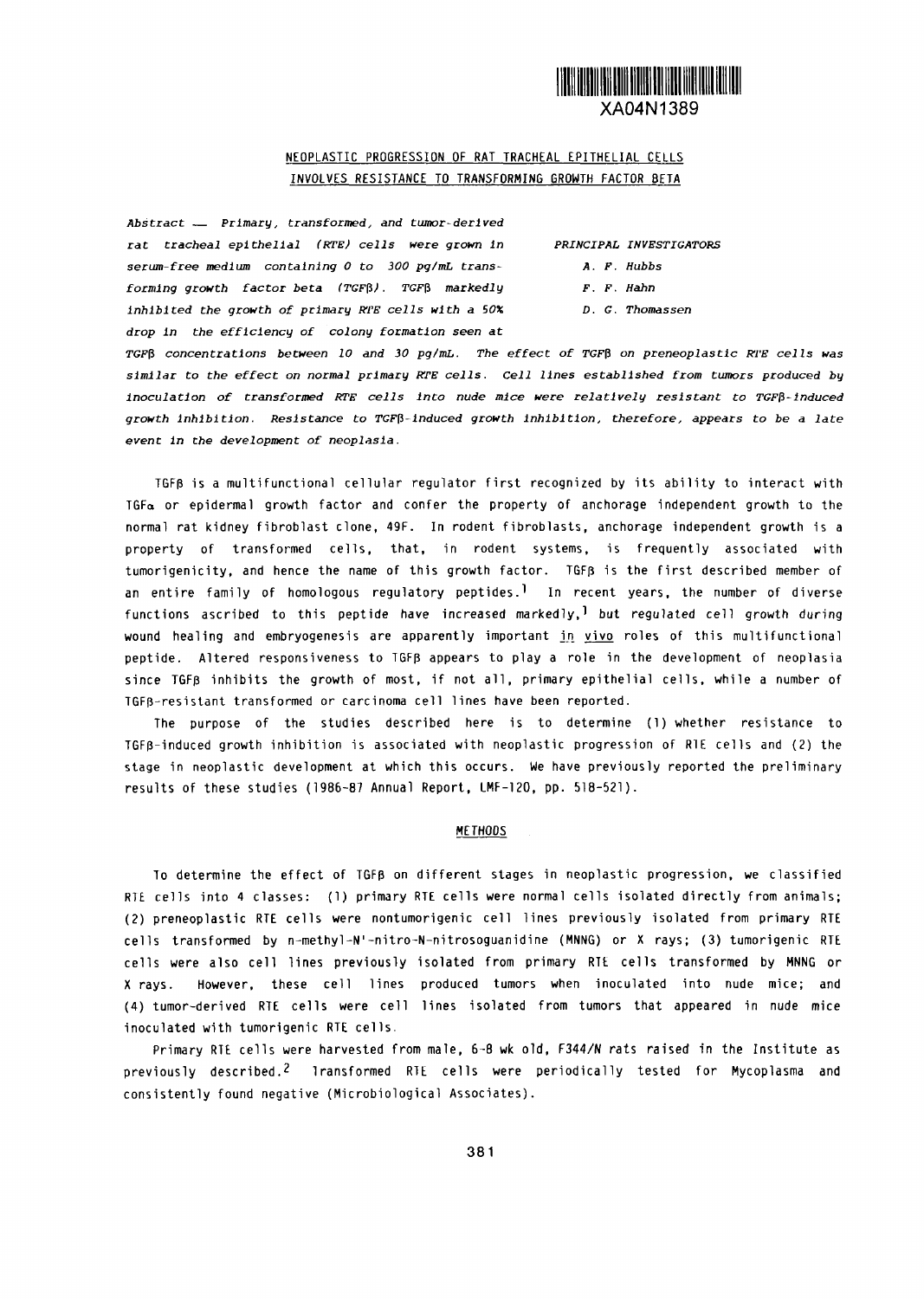XA04N1389

## NEOPLASTIC PROGRESSION OF RAT TRACHEAL EPITHELIAL CELLS INVOLVES RESISTANCE TO TRANSFORMING GROWTH FACTOR BETA

*PRINCIPAL INVESTIGATORS*

*A. F. Hubbs*
*F. F. Hahn*
*D. G. Thomassen*

*Abstract — Primary, transformed, and tumor-derived rat tracheal epithelial (RTE) cells were grown in serum-free medium containing 0 to 300 pg/mL transforming growth factor beta (TGFβ). TGFβ markedly inhibited the growth of primary RTE cells with a 50% drop in the efficiency of colony formation seen at TGFβ concentrations between 10 and 30 pg/mL. The effect of TGFβ on preneoplastic RTE cells was similar to the effect on normal primary RTE cells. Cell lines established from tumors produced by inoculation of transformed RTE cells into nude mice were relatively resistant to TGFβ-induced growth inhibition. Resistance to TGFβ-induced growth inhibition, therefore, appears to be a late event in the development of neoplasia.*

TGFβ is a multifunctional cellular regulator first recognized by its ability to interact with TGFα or epidermal growth factor and confer the property of anchorage independent growth to the normal rat kidney fibroblast clone, 49F. In rodent fibroblasts, anchorage independent growth is a property of transformed cells, that, in rodent systems, is frequently associated with tumorigenicity, and hence the name of this growth factor. TGFβ is the first described member of an entire family of homologous regulatory peptides.[1] In recent years, the number of diverse functions ascribed to this peptide have increased markedly,[1] but regulated cell growth during wound healing and embryogenesis are apparently important in vivo roles of this multifunctional peptide. Altered responsiveness to TGFβ appears to play a role in the development of neoplasia since TGFβ inhibits the growth of most, if not all, primary epithelial cells, while a number of TGFβ-resistant transformed or carcinoma cell lines have been reported.

The purpose of the studies described here is to determine (1) whether resistance to TGFβ-induced growth inhibition is associated with neoplastic progression of RTE cells and (2) the stage in neoplastic development at which this occurs. We have previously reported the preliminary results of these studies (1986-87 Annual Report, LMF-120, pp. 518-521).

### METHODS

To determine the effect of TGFβ on different stages in neoplastic progression, we classified RTE cells into 4 classes: (1) primary RTE cells were normal cells isolated directly from animals; (2) preneoplastic RTE cells were nontumorigenic cell lines previously isolated from primary RTE cells transformed by n-methyl-N'-nitro-N-nitrosoguanidine (MNNG) or X rays; (3) tumorigenic RTE cells were also cell lines previously isolated from primary RTE cells transformed by MNNG or X rays. However, these cell lines produced tumors when inoculated into nude mice; and (4) tumor-derived RTE cells were cell lines isolated from tumors that appeared in nude mice inoculated with tumorigenic RTE cells.

Primary RTE cells were harvested from male, 6-8 wk old, F344/N rats raised in the Institute as previously described.[2] Transformed RTE cells were periodically tested for Mycoplasma and consistently found negative (Microbiological Associates).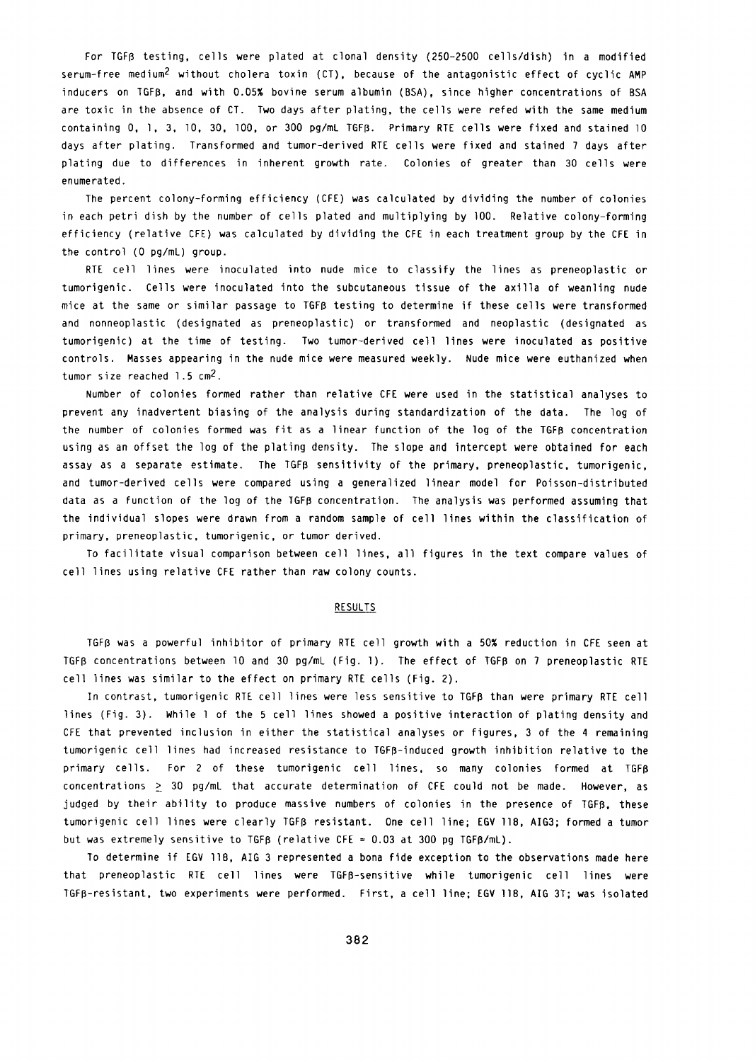For TGFβ testing, cells were plated at clonal density (250-2500 cells/dish) in a modified serum-free medium[2] without cholera toxin (CT), because of the antagonistic effect of cyclic AMP inducers on TGFβ, and with 0.05% bovine serum albumin (BSA), since higher concentrations of BSA are toxic in the absence of CT. Two days after plating, the cells were refed with the same medium containing 0, 1, 3, 10, 30, 100, or 300 pg/mL TGFβ. Primary RTE cells were fixed and stained 10 days after plating. Transformed and tumor-derived RTE cells were fixed and stained 7 days after plating due to differences in inherent growth rate. Colonies of greater than 30 cells were enumerated.

The percent colony-forming efficiency (CFE) was calculated by dividing the number of colonies in each petri dish by the number of cells plated and multiplying by 100. Relative colony-forming efficiency (relative CFE) was calculated by dividing the CFE in each treatment group by the CFE in the control (0 pg/mL) group.

RTE cell lines were inoculated into nude mice to classify the lines as preneoplastic or tumorigenic. Cells were inoculated into the subcutaneous tissue of the axilla of weanling nude mice at the same or similar passage to TGFβ testing to determine if these cells were transformed and nonneoplastic (designated as preneoplastic) or transformed and neoplastic (designated as tumorigenic) at the time of testing. Two tumor-derived cell lines were inoculated as positive controls. Masses appearing in the nude mice were measured weekly. Nude mice were euthanized when tumor size reached 1.5 $cm^2$.

Number of colonies formed rather than relative CFE were used in the statistical analyses to prevent any inadvertent biasing of the analysis during standardization of the data. The log of the number of colonies formed was fit as a linear function of the log of the TGFβ concentration using as an offset the log of the plating density. The slope and intercept were obtained for each assay as a separate estimate. The TGFβ sensitivity of the primary, preneoplastic, tumorigenic, and tumor-derived cells were compared using a generalized linear model for Poisson-distributed data as a function of the log of the TGFβ concentration. The analysis was performed assuming that the individual slopes were drawn from a random sample of cell lines within the classification of primary, preneoplastic, tumorigenic, or tumor derived.

To facilitate visual comparison between cell lines, all figures in the text compare values of cell lines using relative CFE rather than raw colony counts.

## RESULTS

TGFβ was a powerful inhibitor of primary RTE cell growth with a 50% reduction in CFE seen at TGFβ concentrations between 10 and 30 pg/mL (Fig. 1). The effect of TGFβ on 7 preneoplastic RTE cell lines was similar to the effect on primary RTE cells (Fig. 2).

In contrast, tumorigenic RTE cell lines were less sensitive to TGFβ than were primary RTE cell lines (Fig. 3). While 1 of the 5 cell lines showed a positive interaction of plating density and CFE that prevented inclusion in either the statistical analyses or figures, 3 of the 4 remaining tumorigenic cell lines had increased resistance to TGFβ-induced growth inhibition relative to the primary cells. For 2 of these tumorigenic cell lines, so many colonies formed at TGFβ concentrations $\geq$ 30 pg/mL that accurate determination of CFE could not be made. However, as judged by their ability to produce massive numbers of colonies in the presence of TGFβ, these tumorigenic cell lines were clearly TGFβ resistant. One cell line; EGV 118, AIG3; formed a tumor but was extremely sensitive to TGFβ (relative CFE = 0.03 at 300 pg TGFβ/mL).

To determine if EGV 118, AIG 3 represented a bona fide exception to the observations made here that preneoplastic RTE cell lines were TGFβ-sensitive while tumorigenic cell lines were TGFβ-resistant, two experiments were performed. First, a cell line; EGV 118, AIG 3T; was isolated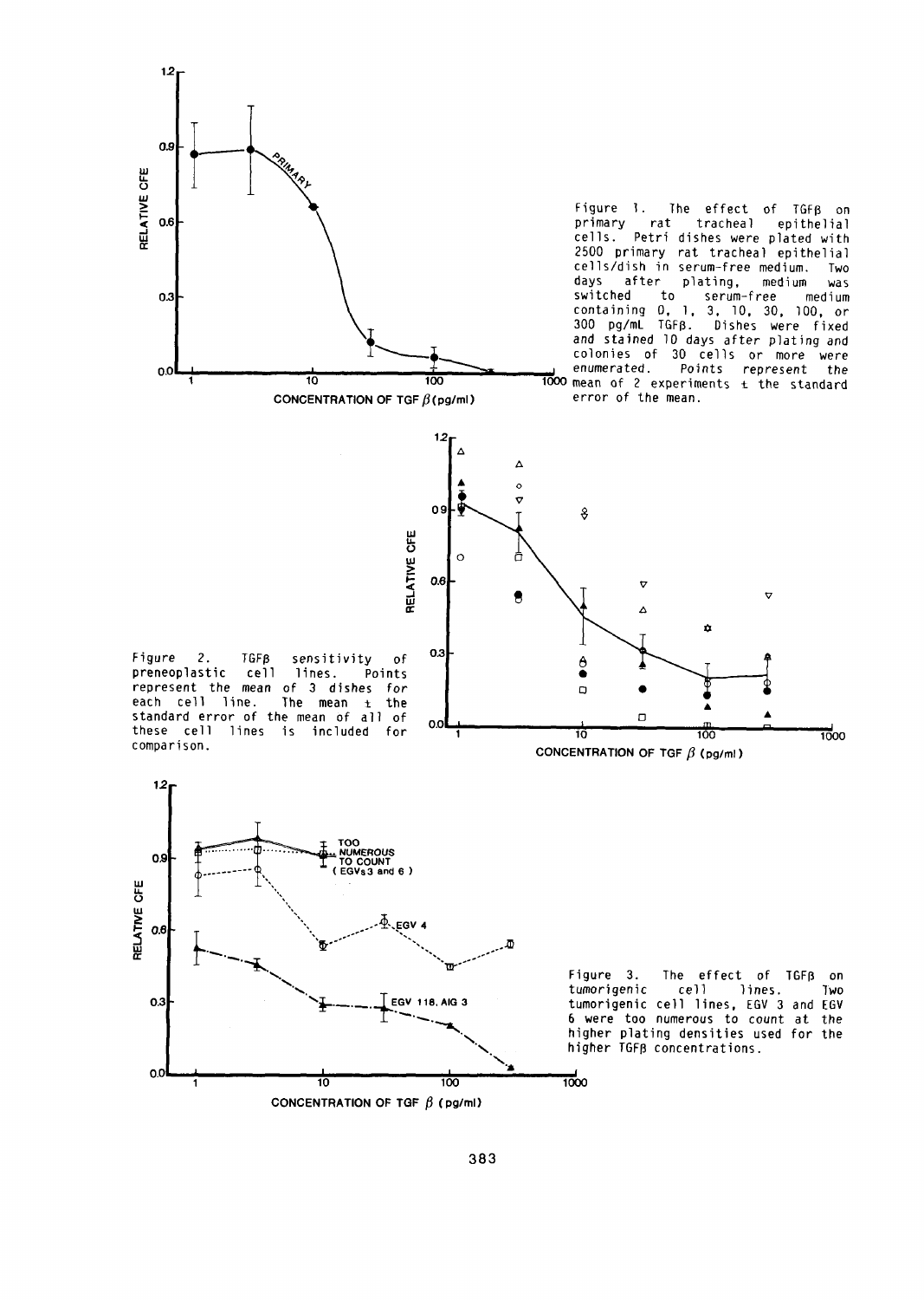Figure 1. The effect of TGFβ on primary rat tracheal epithelial cells. Petri dishes were plated with 2500 primary rat tracheal epithelial cells/dish in serum-free medium. Two days after plating, medium was switched to serum-free medium containing 0, 1, 3, 10, 30, 100, or 300 pg/mL TGFβ. Dishes were fixed and stained 10 days after plating and colonies of 30 cells or more were enumerated. Points represent the mean of 2 experiments ± the standard error of the mean.

Figure 2. TGFβ sensitivity of preneoplastic cell lines. Points represent the mean of 3 dishes for each cell line. The mean ± the standard error of the mean of all of these cell lines is included for comparison.

Figure 3. The effect of TGFβ on tumorigenic cell lines. Two tumorigenic cell lines, EGV 3 and EGV 6 were too numerous to count at the higher plating densities used for the higher TGFβ concentrations.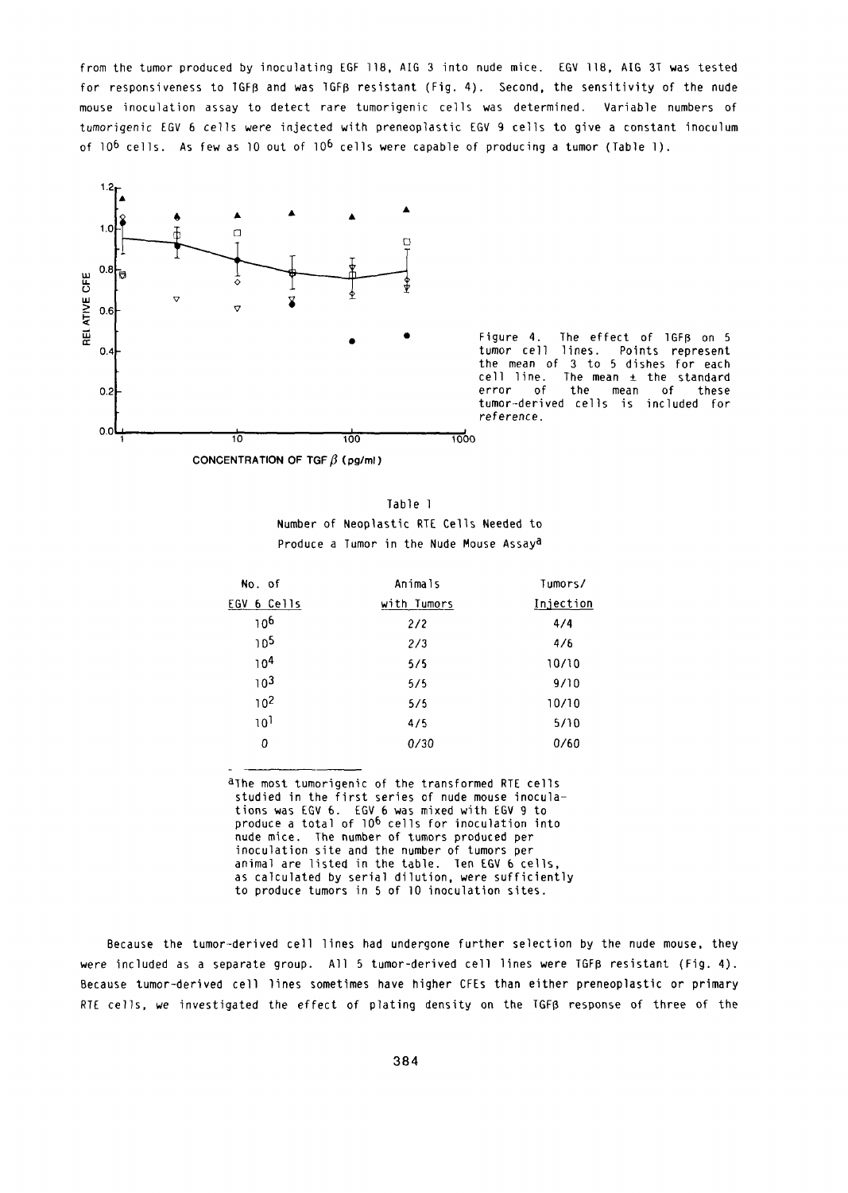from the tumor produced by inoculating EGF 118, AIG 3 into nude mice. EGV 118, AIG 3T was tested for responsiveness to TGFβ and was TGFβ resistant (Fig. 4). Second, the sensitivity of the nude mouse inoculation assay to detect rare tumorigenic cells was determined. Variable numbers of tumorigenic EGV 6 cells were injected with preneoplastic EGV 9 cells to give a constant inoculum of $10^6$ cells. As few as 10 out of $10^6$ cells were capable of producing a tumor (Table 1).

Figure 4. The effect of TGFβ on 5 tumor cell lines. Points represent the mean of 3 to 5 dishes for each cell line. The mean ± the standard error of the mean of these tumor-derived cells is included for reference.

Table 1
Number of Neoplastic RTE Cells Needed to Produce a Tumor in the Nude Mouse Assay[a]

| No. of EGV 6 Cells | Animals with Tumors | Tumors/ Injection |
|---|---|---|
| $10^6$ | 2/2 | 4/4 |
| $10^5$ | 2/3 | 4/6 |
| $10^4$ | 5/5 | 10/10 |
| $10^3$ | 5/5 | 9/10 |
| $10^2$ | 5/5 | 10/10 |
| $10^1$ | 4/5 | 5/10 |
| 0 | 0/30 | 0/60 |

[a]The most tumorigenic of the transformed RTE cells studied in the first series of nude mouse inoculations was EGV 6. EGV 6 was mixed with EGV 9 to produce a total of $10^6$ cells for inoculation into nude mice. The number of tumors produced per inoculation site and the number of tumors per animal are listed in the table. Ten EGV 6 cells, as calculated by serial dilution, were sufficiently to produce tumors in 5 of 10 inoculation sites.

Because the tumor-derived cell lines had undergone further selection by the nude mouse, they were included as a separate group. All 5 tumor-derived cell lines were TGFβ resistant (Fig. 4). Because tumor-derived cell lines sometimes have higher CFEs than either preneoplastic or primary RTE cells, we investigated the effect of plating density on the TGFβ response of three of the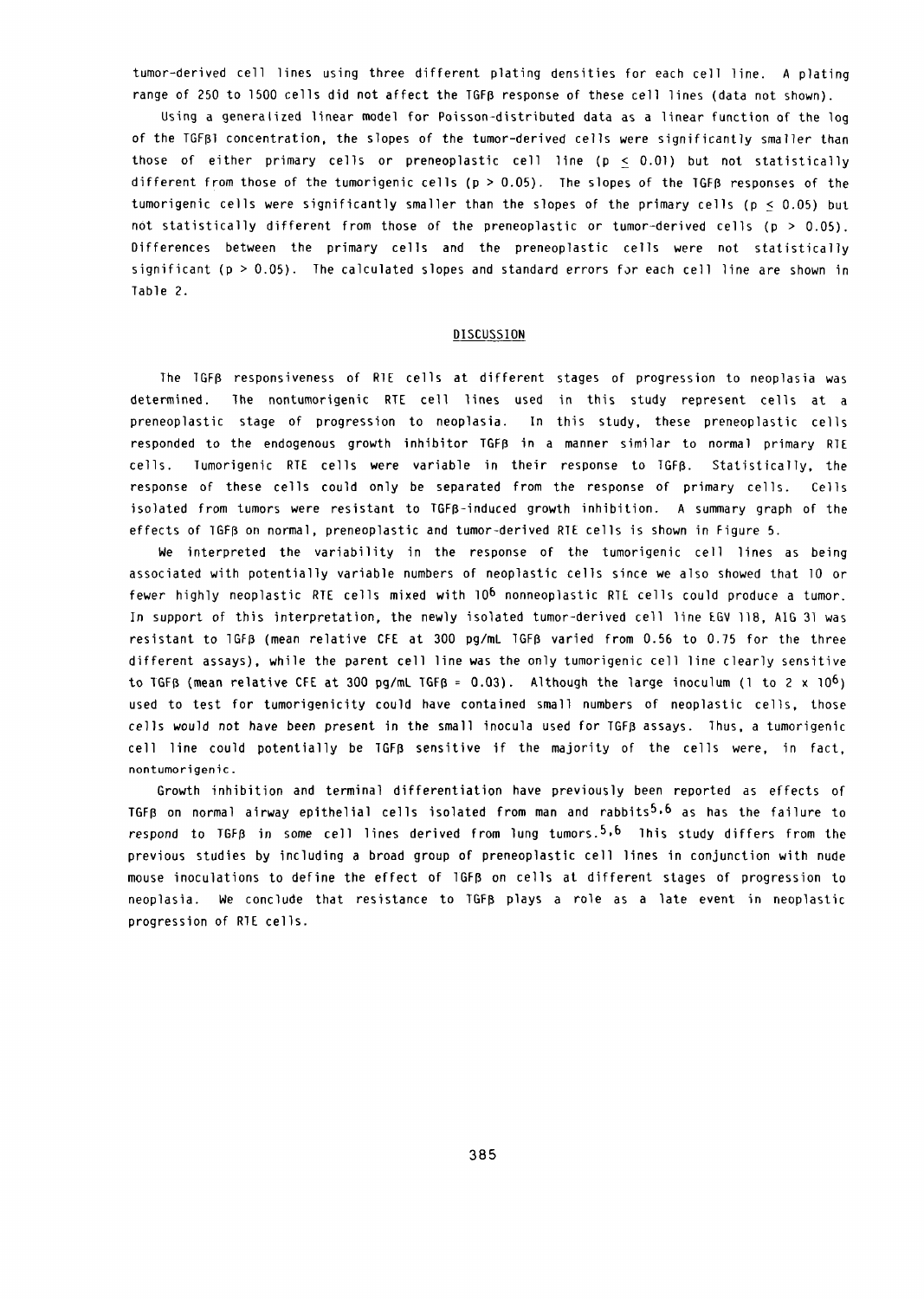tumor-derived cell lines using three different plating densities for each cell line. A plating range of 250 to 1500 cells did not affect the TGFβ response of these cell lines (data not shown).

Using a generalized linear model for Poisson-distributed data as a linear function of the log of the TGFβ1 concentration, the slopes of the tumor-derived cells were significantly smaller than those of either primary cells or preneoplastic cell line ($p \leq 0.01$) but not statistically different from those of the tumorigenic cells ($p > 0.05$). The slopes of the TGFβ responses of the tumorigenic cells were significantly smaller than the slopes of the primary cells ($p \leq 0.05$) but not statistically different from those of the preneoplastic or tumor-derived cells ($p > 0.05$). Differences between the primary cells and the preneoplastic cells were not statistically significant ($p > 0.05$). The calculated slopes and standard errors for each cell line are shown in Table 2.

## DISCUSSION

The TGFβ responsiveness of RTE cells at different stages of progression to neoplasia was determined. The nontumorigenic RTE cell lines used in this study represent cells at a preneoplastic stage of progression to neoplasia. In this study, these preneoplastic cells responded to the endogenous growth inhibitor TGFβ in a manner similar to normal primary RTE cells. Tumorigenic RTE cells were variable in their response to TGFβ. Statistically, the response of these cells could only be separated from the response of primary cells. Cells isolated from tumors were resistant to TGFβ-induced growth inhibition. A summary graph of the effects of TGFβ on normal, preneoplastic and tumor-derived RTE cells is shown in Figure 5.

We interpreted the variability in the response of the tumorigenic cell lines as being associated with potentially variable numbers of neoplastic cells since we also showed that 10 or fewer highly neoplastic RTE cells mixed with $10^6$ nonneoplastic RTE cells could produce a tumor. In support of this interpretation, the newly isolated tumor-derived cell line EGV 118, AIG 31 was resistant to TGFβ (mean relative CFE at 300 pg/mL TGFβ varied from 0.56 to 0.75 for the three different assays), while the parent cell line was the only tumorigenic cell line clearly sensitive to TGFβ (mean relative CFE at 300 pg/mL TGFβ = 0.03). Although the large inoculum (1 to 2 x $10^6$) used to test for tumorigenicity could have contained small numbers of neoplastic cells, those cells would not have been present in the small inocula used for TGFβ assays. Thus, a tumorigenic cell line could potentially be TGFβ sensitive if the majority of the cells were, in fact, nontumorigenic.

Growth inhibition and terminal differentiation have previously been reported as effects of TGFβ on normal airway epithelial cells isolated from man and rabbits[5,6] as has the failure to respond to TGFβ in some cell lines derived from lung tumors.[5,6] This study differs from the previous studies by including a broad group of preneoplastic cell lines in conjunction with nude mouse inoculations to define the effect of TGFβ on cells at different stages of progression to neoplasia. We conclude that resistance to TGFβ plays a role as a late event in neoplastic progression of RTE cells.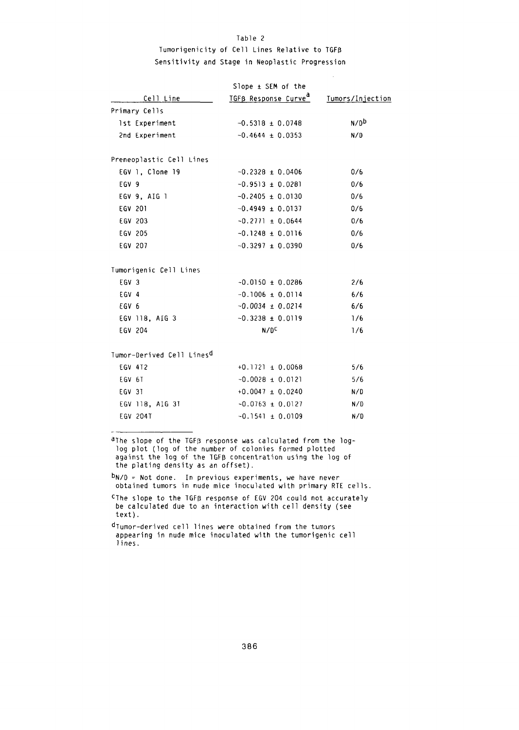Table 2

Tumorigenicity of Cell Lines Relative to TGFβ Sensitivity and Stage in Neoplastic Progression

| Cell Line | Slope ± SEM of the TGFβ Response Curve[a] | Tumors/Injection |
|---|---|---|
| Primary Cells | | |
| 1st Experiment | −0.5318 ± 0.0748 | N/D[b] |
| 2nd Experiment | −0.4644 ± 0.0353 | N/D |
| Preneoplastic Cell Lines | | |
| EGV 1, Clone 19 | −0.2328 ± 0.0406 | 0/6 |
| EGV 9 | −0.9513 ± 0.0281 | 0/6 |
| EGV 9, AIG 1 | −0.2405 ± 0.0130 | 0/6 |
| EGV 201 | −0.4949 ± 0.0137 | 0/6 |
| EGV 203 | −0.2771 ± 0.0644 | 0/6 |
| EGV 205 | −0.1248 ± 0.0116 | 0/6 |
| EGV 207 | −0.3297 ± 0.0390 | 0/6 |
| Tumorigenic Cell Lines | | |
| EGV 3 | −0.0150 ± 0.0286 | 2/6 |
| EGV 4 | −0.1006 ± 0.0114 | 6/6 |
| EGV 6 | −0.0034 ± 0.0214 | 6/6 |
| EGV 118, AIG 3 | −0.3238 ± 0.0119 | 1/6 |
| EGV 204 | N/D[c] | 1/6 |
| Tumor-Derived Cell Lines[d] | | |
| EGV 4T2 | +0.1721 ± 0.0068 | 5/6 |
| EGV 6T | −0.0028 ± 0.0121 | 5/6 |
| EGV 3T | +0.0047 ± 0.0240 | N/D |
| EGV 118, AIG 3T | −0.0763 ± 0.0127 | N/D |
| EGV 204T | −0.1541 ± 0.0109 | N/D |

[a]The slope of the TGFβ response was calculated from the log-log plot (log of the number of colonies formed plotted against the log of the TGFβ concentration using the log of the plating density as an offset).

[b]N/D = Not done. In previous experiments, we have never obtained tumors in nude mice inoculated with primary RTE cells.

[c]The slope to the TGFβ response of EGV 204 could not accurately be calculated due to an interaction with cell density (see text).

[d]Tumor-derived cell lines were obtained from the tumors appearing in nude mice inoculated with the tumorigenic cell lines.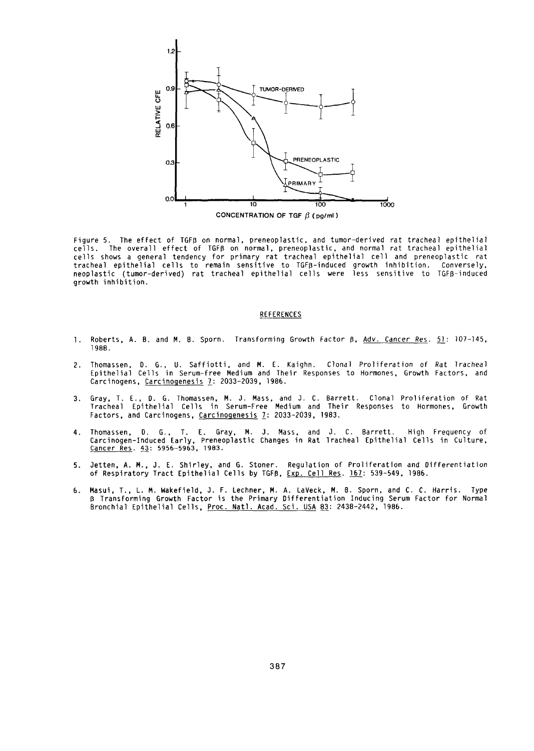1.2

0.9

0.6

0.3

0.0

RELATIVE CFE

TUMOR-DERIVED

PRENEOPLASTIC

PRIMARY

1

10

100

1000

CONCENTRATION OF TGF $\beta$ (pg/ml)

Figure 5. The effect of TGFβ on normal, preneoplastic, and tumor-derived rat tracheal epithelial cells. The overall effect of TGFβ on normal, preneoplastic, and normal rat tracheal epithelial cells shows a general tendency for primary rat tracheal epithelial cell and preneoplastic rat tracheal epithelial cells to remain sensitive to TGFβ-induced growth inhibition. Conversely, neoplastic (tumor-derived) rat tracheal epithelial cells were less sensitive to TGFβ-induced growth inhibition.

## REFERENCES

1. Roberts, A. B. and M. B. Sporn. Transforming Growth Factor β, Adv. Cancer Res. 51: 107-145, 1988.
2. Thomassen, D. G., U. Saffiotti, and M. E. Kaighn. Clonal Proliferation of Rat Tracheal Epithelial Cells in Serum-free Medium and Their Responses to Hormones, Growth Factors, and Carcinogens, Carcinogenesis 7: 2033-2039, 1986.
3. Gray, T. E., D. G. Thomassen, M. J. Mass, and J. C. Barrett. Clonal Proliferation of Rat Tracheal Epithelial Cells in Serum-Free Medium and Their Responses to Hormones, Growth Factors, and Carcinogens, Carcinogenesis 7: 2033-2039, 1983.
4. Thomassen, D. G., T. E. Gray, M. J. Mass, and J. C. Barrett. High Frequency of Carcinogen-Induced Early, Preneoplastic Changes in Rat Tracheal Epithelial Cells in Culture, Cancer Res. 43: 5956-5963, 1983.
5. Jetten, A. M., J. E. Shirley, and G. Stoner. Regulation of Proliferation and Differentiation of Respiratory Tract Epithelial Cells by TGFβ, Exp. Cell Res. 167: 539-549, 1986.
6. Masui, T., L. M. Wakefield, J. F. Lechner, M. A. LaVeck, M. B. Sporn, and C. C. Harris. Type β Transforming Growth Factor is the Primary Differentiation Inducing Serum Factor for Normal Bronchial Epithelial Cells, Proc. Natl. Acad. Sci. USA 83: 2438-2442, 1986.